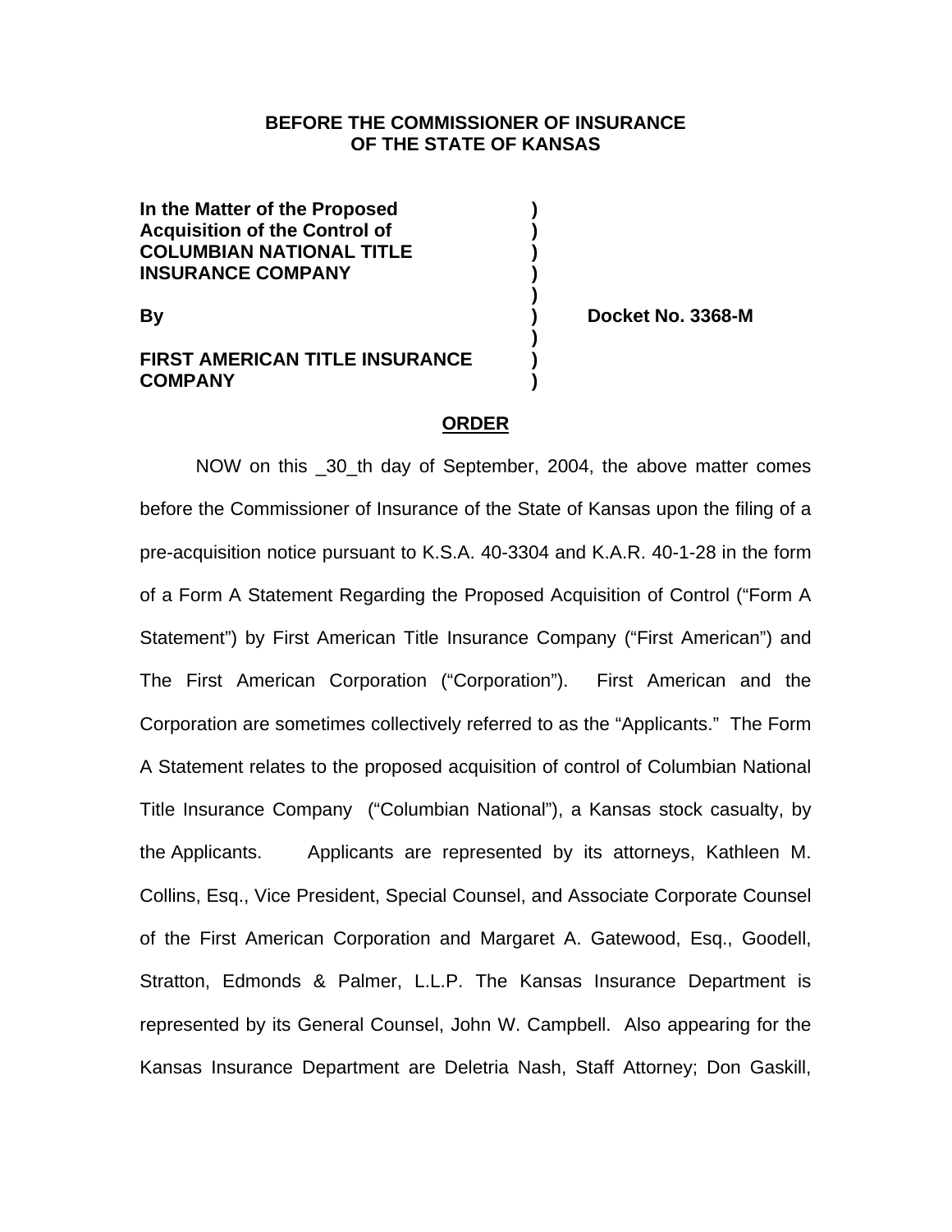**BEFORE THE COMMISSIONER OF INSURANCE**
**OF THE STATE OF KANSAS**

| | | |
|---|---|---|
| **In the Matter of the Proposed Acquisition of the Control of COLUMBIAN NATIONAL TITLE INSURANCE COMPANY** | **)** | |
| **By** | **)** | **Docket No. 3368-M** |
| **FIRST AMERICAN TITLE INSURANCE COMPANY** | **)** | |

**ORDER**

NOW on this _30_th day of September, 2004, the above matter comes before the Commissioner of Insurance of the State of Kansas upon the filing of a pre-acquisition notice pursuant to K.S.A. 40-3304 and K.A.R. 40-1-28 in the form of a Form A Statement Regarding the Proposed Acquisition of Control ("Form A Statement") by First American Title Insurance Company ("First American") and The First American Corporation ("Corporation"). First American and the Corporation are sometimes collectively referred to as the "Applicants." The Form A Statement relates to the proposed acquisition of control of Columbian National Title Insurance Company ("Columbian National"), a Kansas stock casualty, by the Applicants. Applicants are represented by its attorneys, Kathleen M. Collins, Esq., Vice President, Special Counsel, and Associate Corporate Counsel of the First American Corporation and Margaret A. Gatewood, Esq., Goodell, Stratton, Edmonds & Palmer, L.L.P. The Kansas Insurance Department is represented by its General Counsel, John W. Campbell. Also appearing for the Kansas Insurance Department are Deletria Nash, Staff Attorney; Don Gaskill,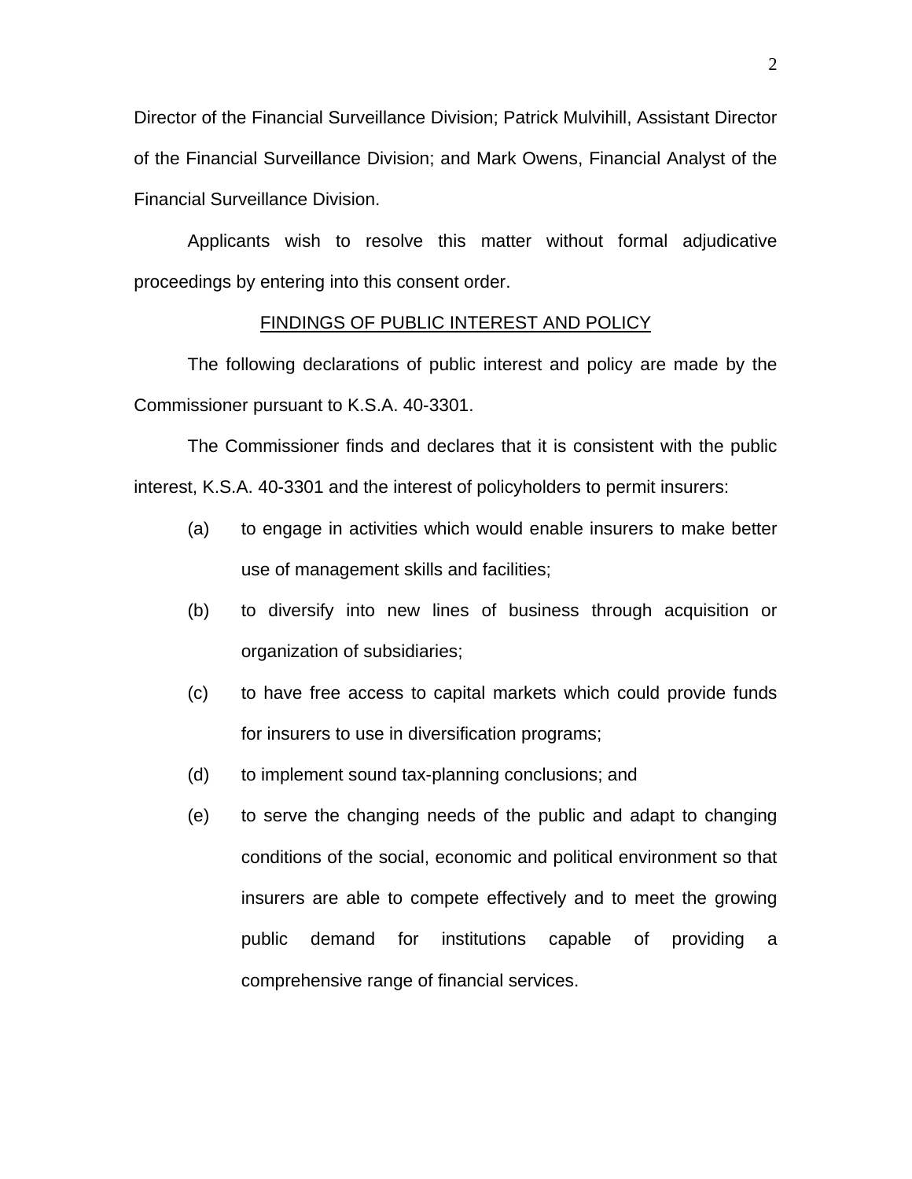Director of the Financial Surveillance Division; Patrick Mulvihill, Assistant Director of the Financial Surveillance Division; and Mark Owens, Financial Analyst of the Financial Surveillance Division.

Applicants wish to resolve this matter without formal adjudicative proceedings by entering into this consent order.

FINDINGS OF PUBLIC INTEREST AND POLICY

The following declarations of public interest and policy are made by the Commissioner pursuant to K.S.A. 40-3301.

The Commissioner finds and declares that it is consistent with the public interest, K.S.A. 40-3301 and the interest of policyholders to permit insurers:

(a) to engage in activities which would enable insurers to make better use of management skills and facilities;

(b) to diversify into new lines of business through acquisition or organization of subsidiaries;

(c) to have free access to capital markets which could provide funds for insurers to use in diversification programs;

(d) to implement sound tax-planning conclusions; and

(e) to serve the changing needs of the public and adapt to changing conditions of the social, economic and political environment so that insurers are able to compete effectively and to meet the growing public demand for institutions capable of providing a comprehensive range of financial services.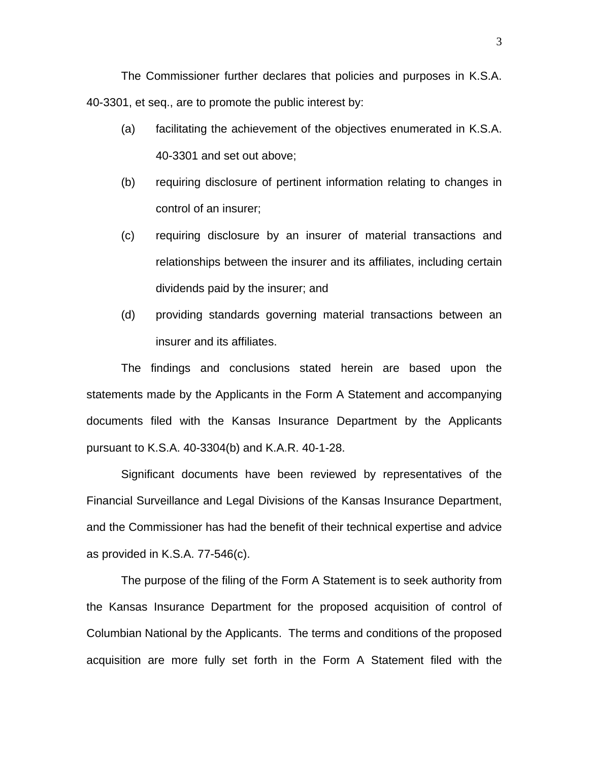The Commissioner further declares that policies and purposes in K.S.A. 40-3301, et seq., are to promote the public interest by:

(a) facilitating the achievement of the objectives enumerated in K.S.A. 40-3301 and set out above;

(b) requiring disclosure of pertinent information relating to changes in control of an insurer;

(c) requiring disclosure by an insurer of material transactions and relationships between the insurer and its affiliates, including certain dividends paid by the insurer; and

(d) providing standards governing material transactions between an insurer and its affiliates.

The findings and conclusions stated herein are based upon the statements made by the Applicants in the Form A Statement and accompanying documents filed with the Kansas Insurance Department by the Applicants pursuant to K.S.A. 40-3304(b) and K.A.R. 40-1-28.

Significant documents have been reviewed by representatives of the Financial Surveillance and Legal Divisions of the Kansas Insurance Department, and the Commissioner has had the benefit of their technical expertise and advice as provided in K.S.A. 77-546(c).

The purpose of the filing of the Form A Statement is to seek authority from the Kansas Insurance Department for the proposed acquisition of control of Columbian National by the Applicants. The terms and conditions of the proposed acquisition are more fully set forth in the Form A Statement filed with the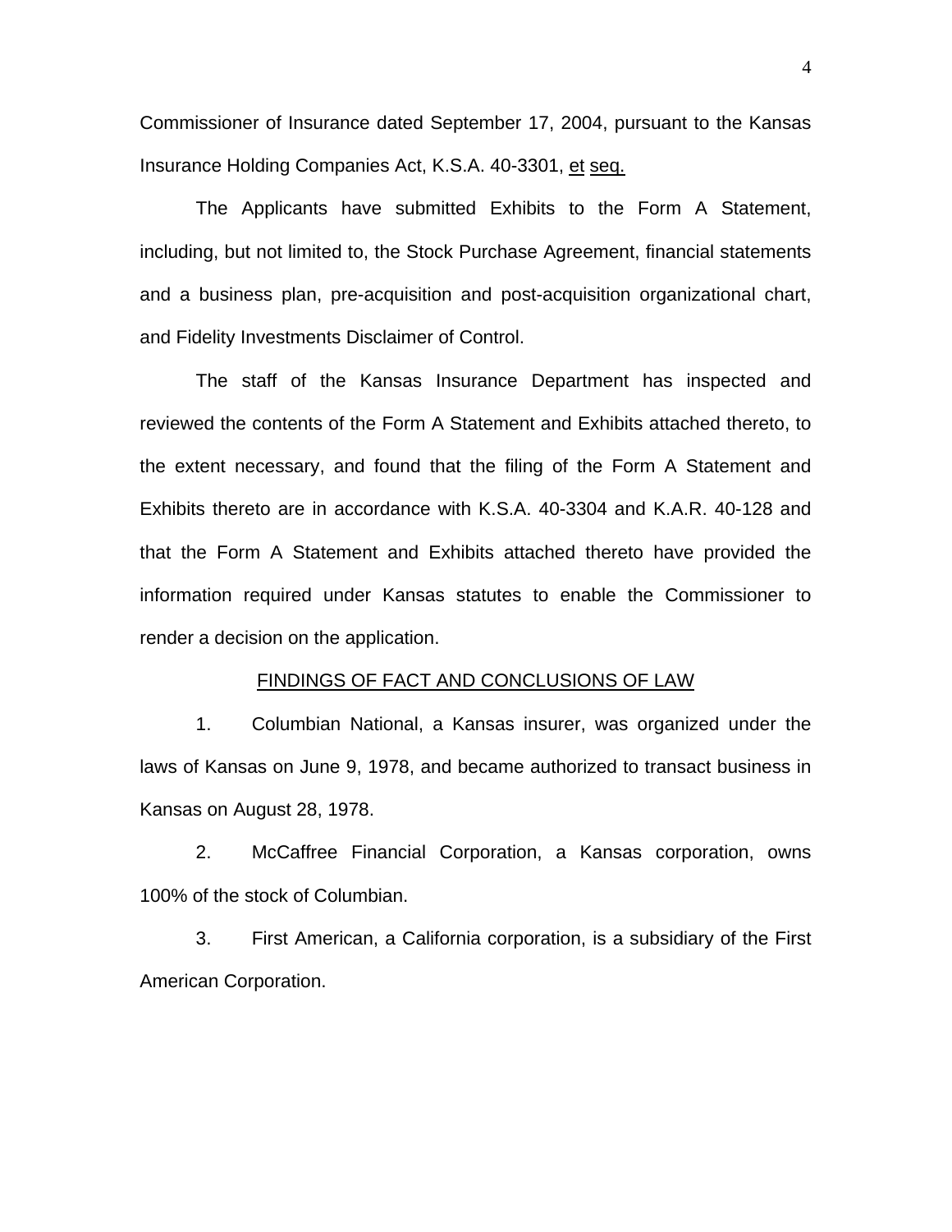Commissioner of Insurance dated September 17, 2004, pursuant to the Kansas Insurance Holding Companies Act, K.S.A. 40-3301, et seq.

The Applicants have submitted Exhibits to the Form A Statement, including, but not limited to, the Stock Purchase Agreement, financial statements and a business plan, pre-acquisition and post-acquisition organizational chart, and Fidelity Investments Disclaimer of Control.

The staff of the Kansas Insurance Department has inspected and reviewed the contents of the Form A Statement and Exhibits attached thereto, to the extent necessary, and found that the filing of the Form A Statement and Exhibits thereto are in accordance with K.S.A. 40-3304 and K.A.R. 40-128 and that the Form A Statement and Exhibits attached thereto have provided the information required under Kansas statutes to enable the Commissioner to render a decision on the application.

FINDINGS OF FACT AND CONCLUSIONS OF LAW

1. Columbian National, a Kansas insurer, was organized under the laws of Kansas on June 9, 1978, and became authorized to transact business in Kansas on August 28, 1978.

2. McCaffree Financial Corporation, a Kansas corporation, owns 100% of the stock of Columbian.

3. First American, a California corporation, is a subsidiary of the First American Corporation.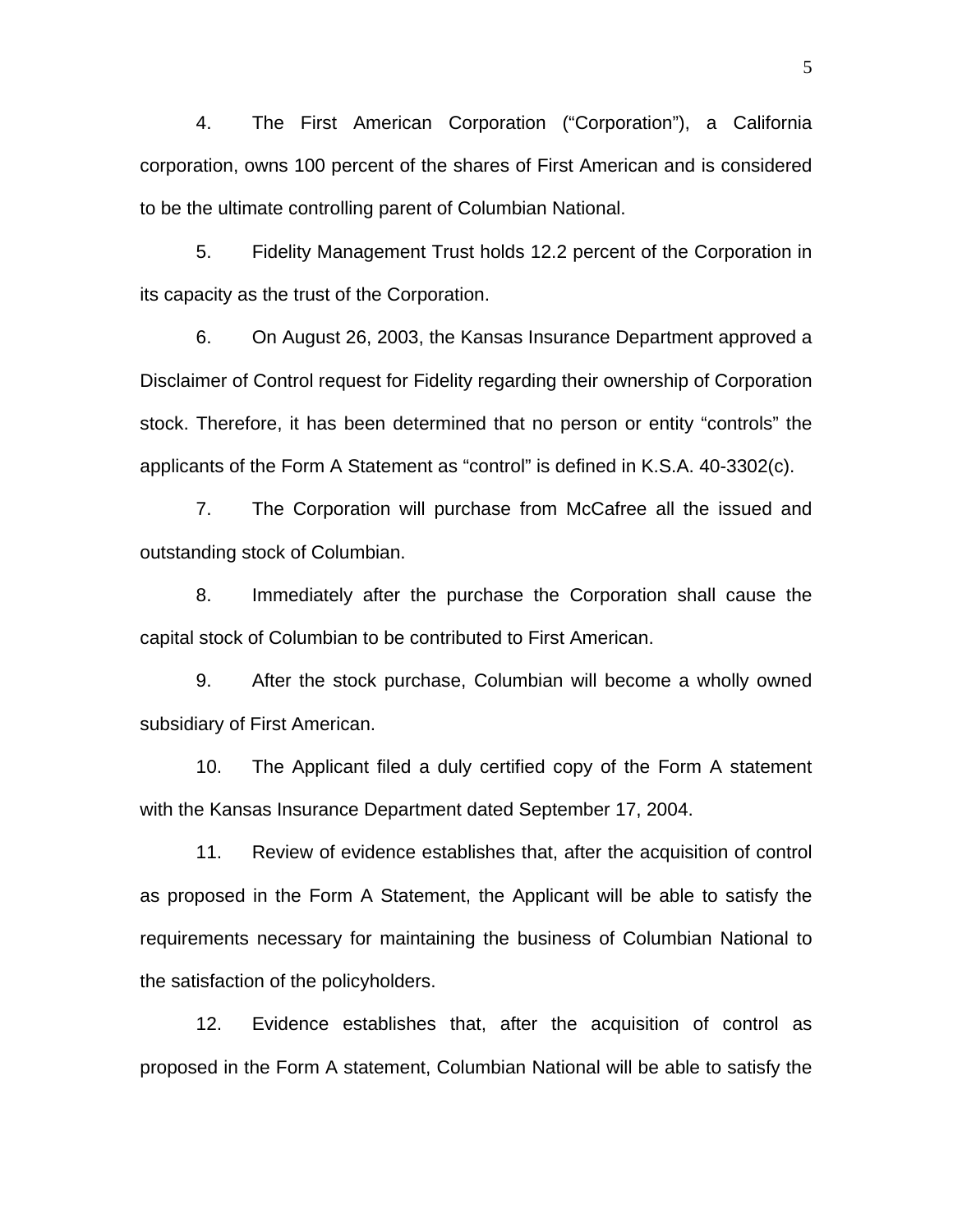4. The First American Corporation ("Corporation"), a California corporation, owns 100 percent of the shares of First American and is considered to be the ultimate controlling parent of Columbian National.

5. Fidelity Management Trust holds 12.2 percent of the Corporation in its capacity as the trust of the Corporation.

6. On August 26, 2003, the Kansas Insurance Department approved a Disclaimer of Control request for Fidelity regarding their ownership of Corporation stock. Therefore, it has been determined that no person or entity "controls" the applicants of the Form A Statement as "control" is defined in K.S.A. 40-3302(c).

7. The Corporation will purchase from McCafree all the issued and outstanding stock of Columbian.

8. Immediately after the purchase the Corporation shall cause the capital stock of Columbian to be contributed to First American.

9. After the stock purchase, Columbian will become a wholly owned subsidiary of First American.

10. The Applicant filed a duly certified copy of the Form A statement with the Kansas Insurance Department dated September 17, 2004.

11. Review of evidence establishes that, after the acquisition of control as proposed in the Form A Statement, the Applicant will be able to satisfy the requirements necessary for maintaining the business of Columbian National to the satisfaction of the policyholders.

12. Evidence establishes that, after the acquisition of control as proposed in the Form A statement, Columbian National will be able to satisfy the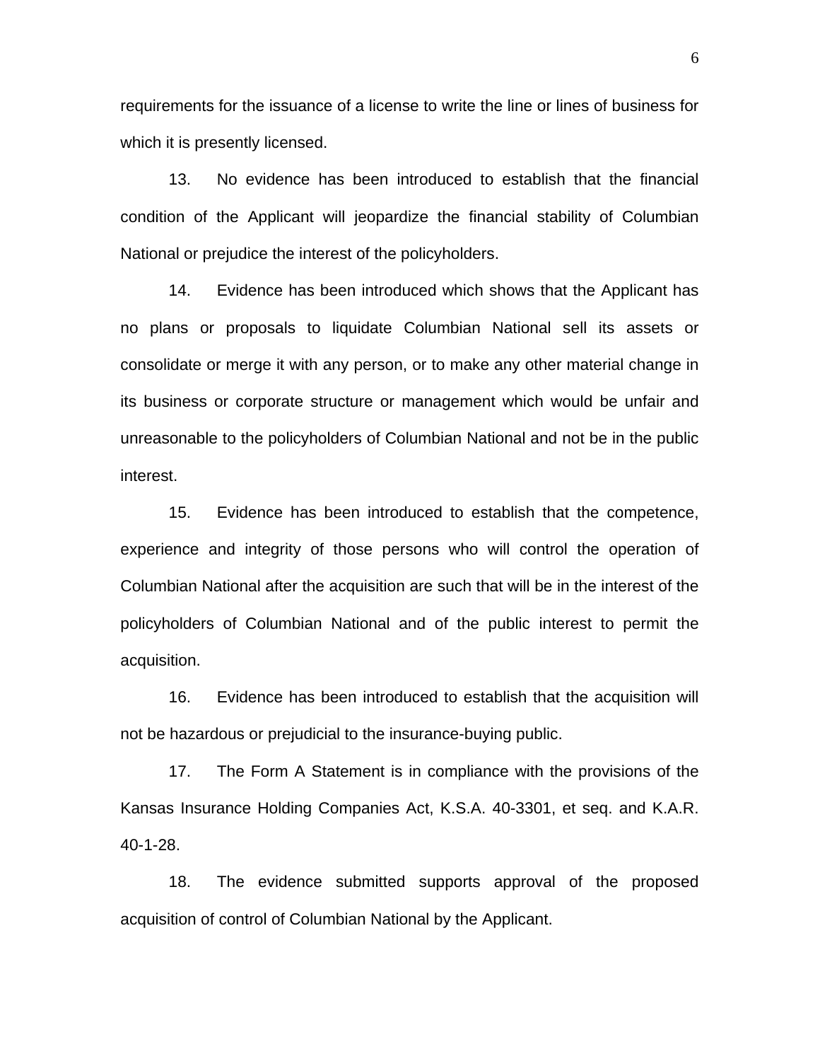requirements for the issuance of a license to write the line or lines of business for which it is presently licensed.

13. No evidence has been introduced to establish that the financial condition of the Applicant will jeopardize the financial stability of Columbian National or prejudice the interest of the policyholders.

14. Evidence has been introduced which shows that the Applicant has no plans or proposals to liquidate Columbian National sell its assets or consolidate or merge it with any person, or to make any other material change in its business or corporate structure or management which would be unfair and unreasonable to the policyholders of Columbian National and not be in the public interest.

15. Evidence has been introduced to establish that the competence, experience and integrity of those persons who will control the operation of Columbian National after the acquisition are such that will be in the interest of the policyholders of Columbian National and of the public interest to permit the acquisition.

16. Evidence has been introduced to establish that the acquisition will not be hazardous or prejudicial to the insurance-buying public.

17. The Form A Statement is in compliance with the provisions of the Kansas Insurance Holding Companies Act, K.S.A. 40-3301, et seq. and K.A.R. 40-1-28.

18. The evidence submitted supports approval of the proposed acquisition of control of Columbian National by the Applicant.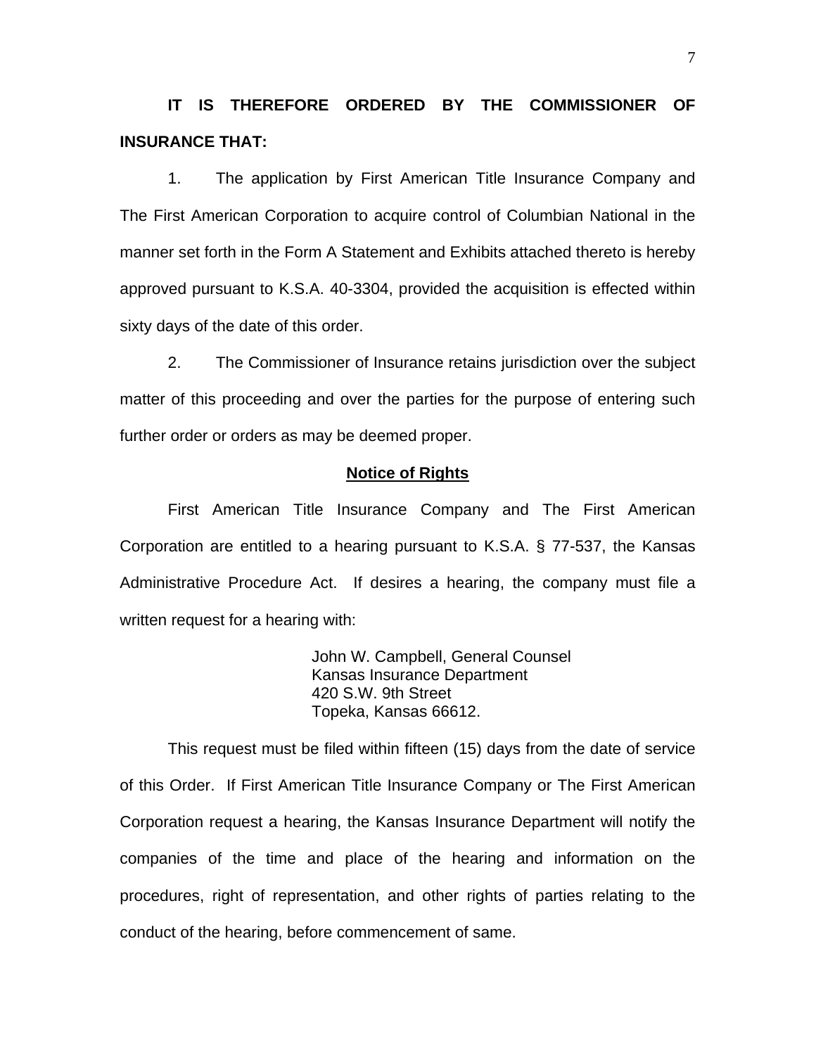**IT IS THEREFORE ORDERED BY THE COMMISSIONER OF INSURANCE THAT:**

1. The application by First American Title Insurance Company and The First American Corporation to acquire control of Columbian National in the manner set forth in the Form A Statement and Exhibits attached thereto is hereby approved pursuant to K.S.A. 40-3304, provided the acquisition is effected within sixty days of the date of this order.

2. The Commissioner of Insurance retains jurisdiction over the subject matter of this proceeding and over the parties for the purpose of entering such further order or orders as may be deemed proper.

**Notice of Rights**

First American Title Insurance Company and The First American Corporation are entitled to a hearing pursuant to K.S.A. § 77-537, the Kansas Administrative Procedure Act. If desires a hearing, the company must file a written request for a hearing with:

John W. Campbell, General Counsel
Kansas Insurance Department
420 S.W. 9th Street
Topeka, Kansas 66612.

This request must be filed within fifteen (15) days from the date of service of this Order. If First American Title Insurance Company or The First American Corporation request a hearing, the Kansas Insurance Department will notify the companies of the time and place of the hearing and information on the procedures, right of representation, and other rights of parties relating to the conduct of the hearing, before commencement of same.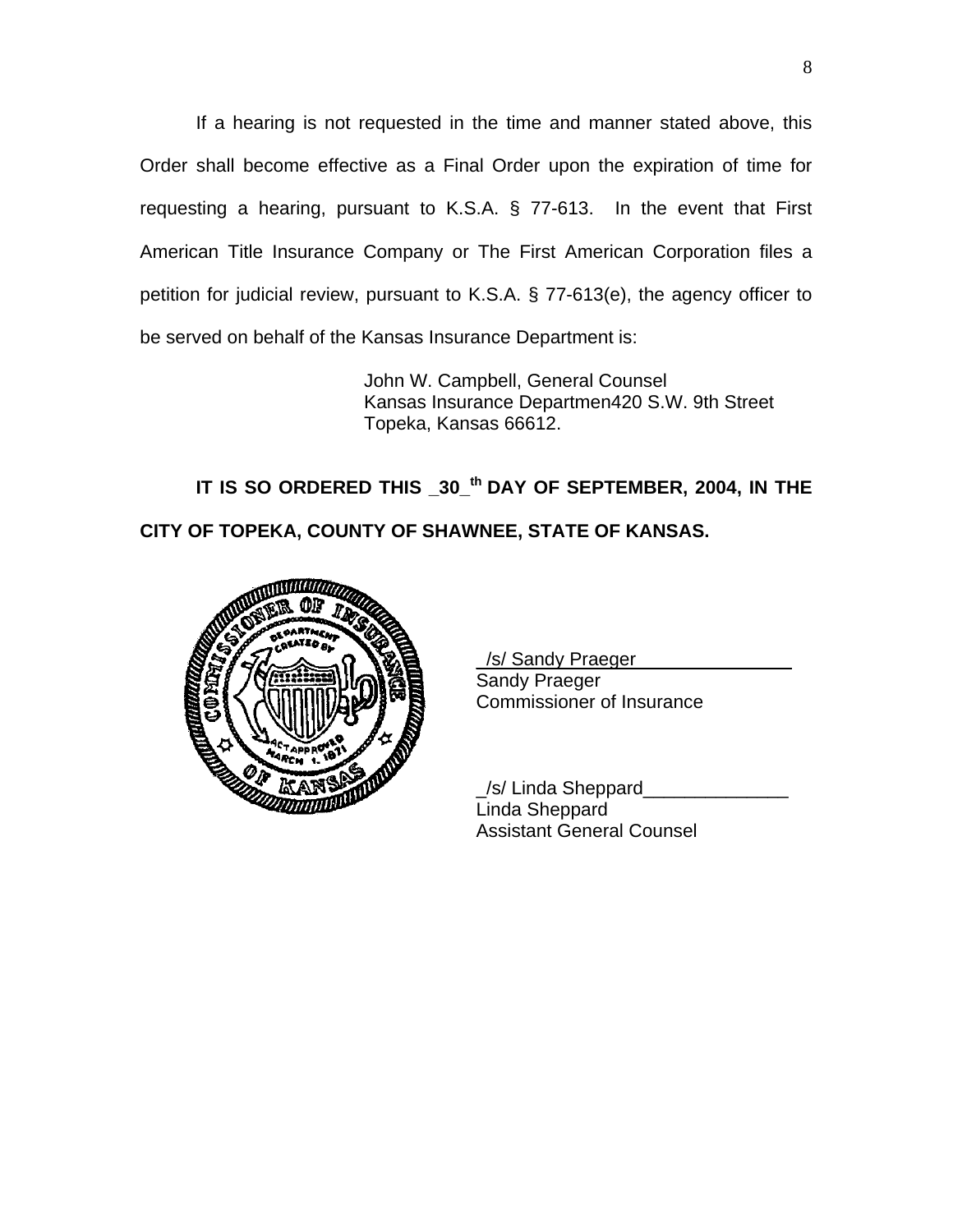If a hearing is not requested in the time and manner stated above, this Order shall become effective as a Final Order upon the expiration of time for requesting a hearing, pursuant to K.S.A. § 77-613. In the event that First American Title Insurance Company or The First American Corporation files a petition for judicial review, pursuant to K.S.A. § 77-613(e), the agency officer to be served on behalf of the Kansas Insurance Department is:

John W. Campbell, General Counsel
Kansas Insurance Departmen420 S.W. 9th Street
Topeka, Kansas 66612.

**IT IS SO ORDERED THIS _30_th DAY OF SEPTEMBER, 2004, IN THE CITY OF TOPEKA, COUNTY OF SHAWNEE, STATE OF KANSAS.**

_/s/ Sandy Praeger_______________
Sandy Praeger
Commissioner of Insurance

_/s/ Linda Sheppard______________
Linda Sheppard
Assistant General Counsel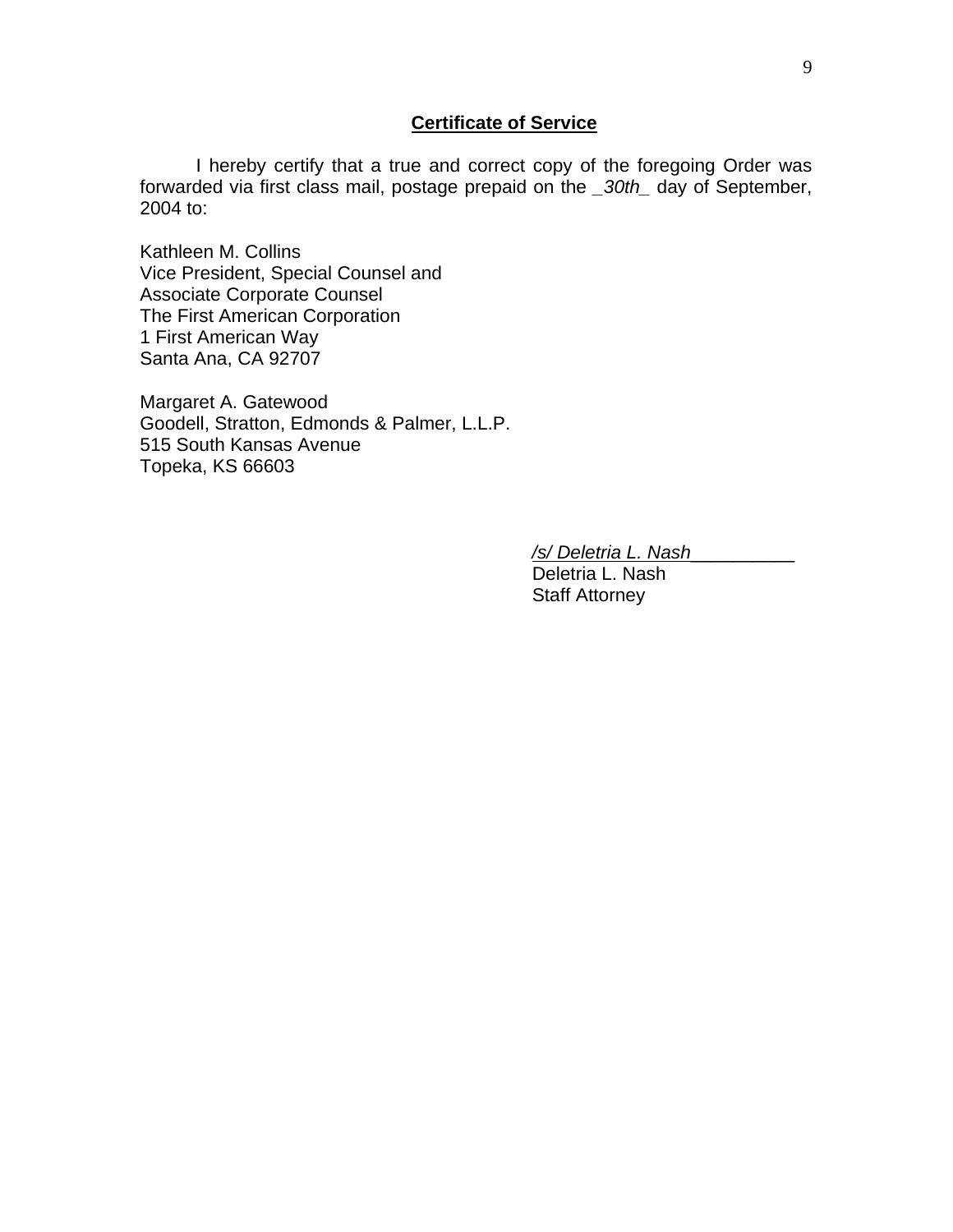**Certificate of Service**

I hereby certify that a true and correct copy of the foregoing Order was forwarded via first class mail, postage prepaid on the _*30th*_ day of September, 2004 to:

Kathleen M. Collins
Vice President, Special Counsel and
Associate Corporate Counsel
The First American Corporation
1 First American Way
Santa Ana, CA 92707

Margaret A. Gatewood
Goodell, Stratton, Edmonds & Palmer, L.L.P.
515 South Kansas Avenue
Topeka, KS 66603

*/s/ Deletria L. Nash*__________
Deletria L. Nash
Staff Attorney